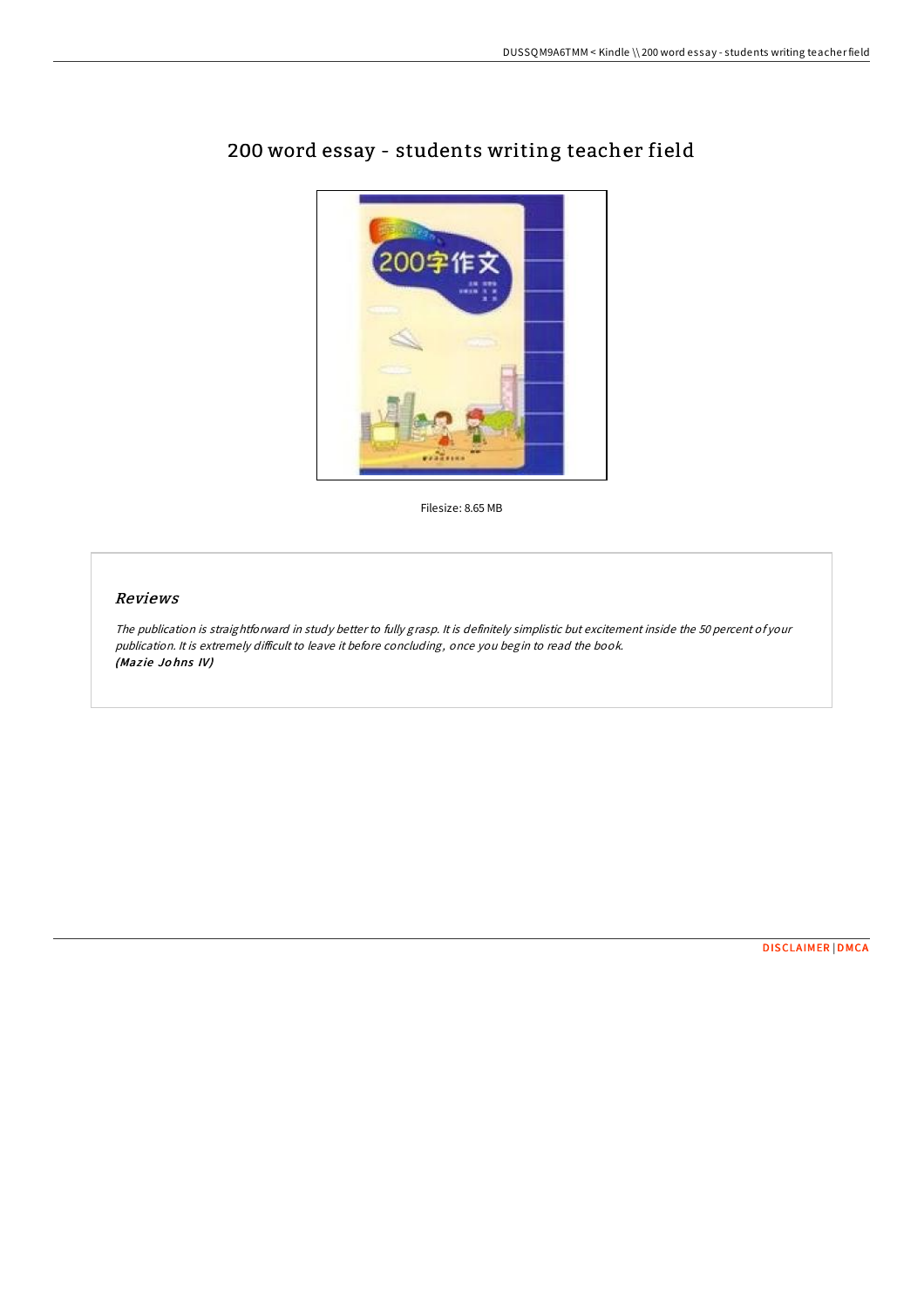# 200 word essay - students writing teacher field

Filesize: 8.65 MB

## *Reviews*

*The publication is straightforward in study better to fully grasp. It is definitely simplistic but excitement inside the 50 percent of your publication. It is extremely difficult to leave it before concluding, once you begin to read the book.*
***(Mazie Johns IV)***

DISCLAIMER | DMCA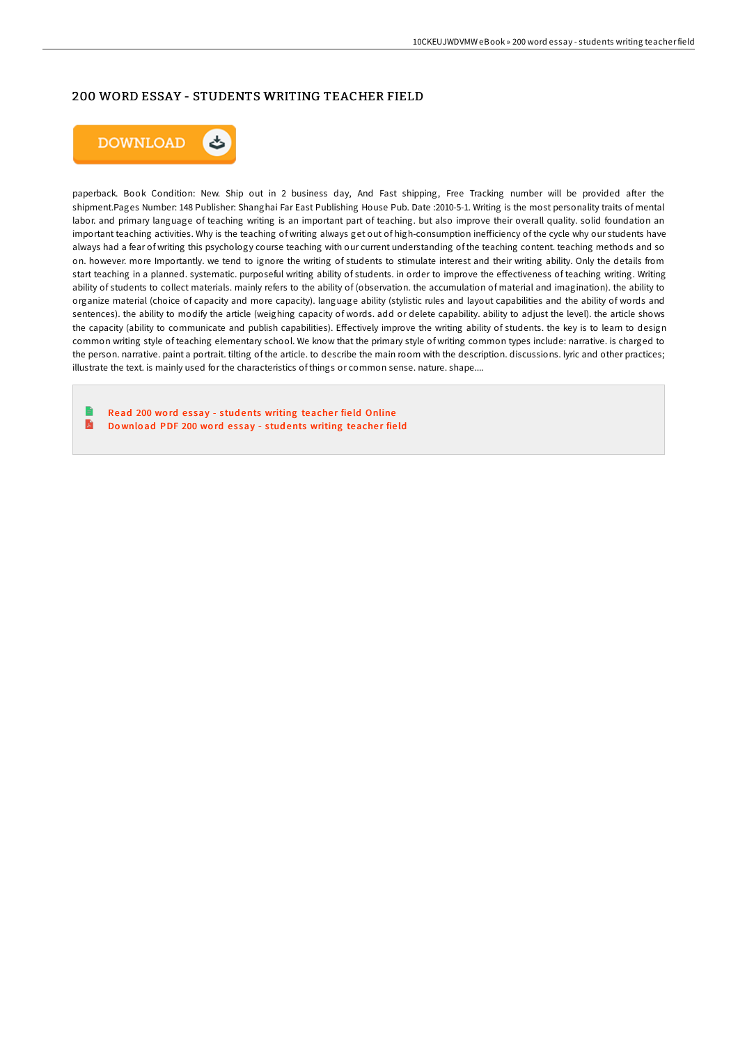## 200 WORD ESSAY - STUDENTS WRITING TEACHER FIELD

DOWNLOAD

paperback. Book Condition: New. Ship out in 2 business day, And Fast shipping, Free Tracking number will be provided after the shipment.Pages Number: 148 Publisher: Shanghai Far East Publishing House Pub. Date :2010-5-1. Writing is the most personality traits of mental labor. and primary language of teaching writing is an important part of teaching. but also improve their overall quality. solid foundation an important teaching activities. Why is the teaching of writing always get out of high-consumption inefficiency of the cycle why our students have always had a fear of writing this psychology course teaching with our current understanding of the teaching content. teaching methods and so on. however. more Importantly. we tend to ignore the writing of students to stimulate interest and their writing ability. Only the details from start teaching in a planned. systematic. purposeful writing ability of students. in order to improve the effectiveness of teaching writing. Writing ability of students to collect materials. mainly refers to the ability of (observation. the accumulation of material and imagination). the ability to organize material (choice of capacity and more capacity). language ability (stylistic rules and layout capabilities and the ability of words and sentences). the ability to modify the article (weighing capacity of words. add or delete capability. ability to adjust the level). the article shows the capacity (ability to communicate and publish capabilities). Effectively improve the writing ability of students. the key is to learn to design common writing style of teaching elementary school. We know that the primary style of writing common types include: narrative. is charged to the person. narrative. paint a portrait. tilting of the article. to describe the main room with the description. discussions. lyric and other practices; illustrate the text. is mainly used for the characteristics of things or common sense. nature. shape....

Read 200 word essay - students writing teacher field Online
Download PDF 200 word essay - students writing teacher field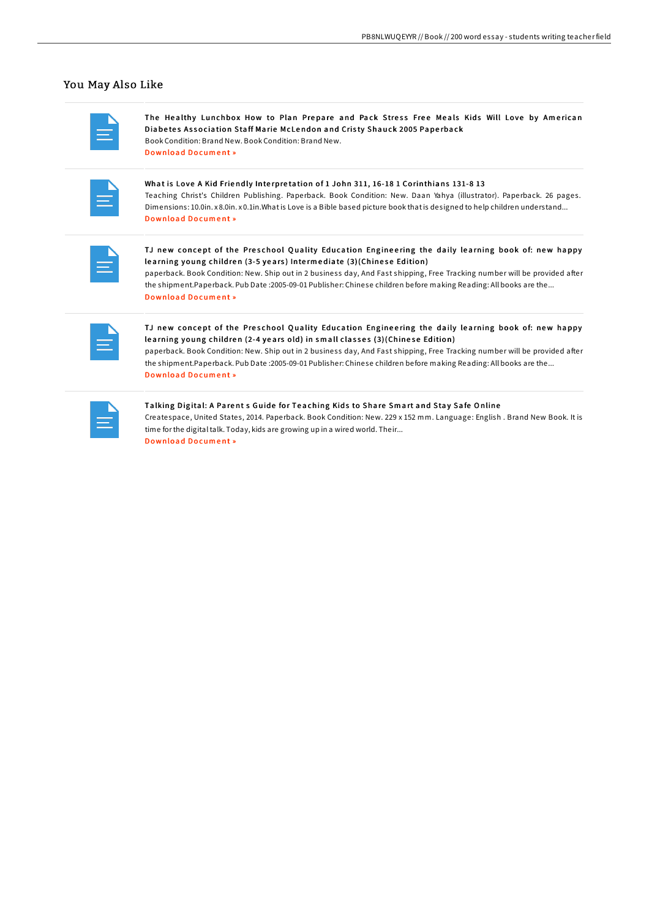## You May Also Like

**The Healthy Lunchbox How to Plan Prepare and Pack Stress Free Meals Kids Will Love by American Diabetes Association Staff Marie McLendon and Cristy Shauck 2005 Paperback**

Book Condition: Brand New. Book Condition: Brand New.

Download Document »

**What is Love A Kid Friendly Interpretation of 1 John 311, 16-18 1 Corinthians 131-8 13**

Teaching Christ's Children Publishing. Paperback. Book Condition: New. Daan Yahya (illustrator). Paperback. 26 pages. Dimensions: 10.0in. x 8.0in. x 0.1in.What is Love is a Bible based picture book that is designed to help children understand...

Download Document »

**TJ new concept of the Preschool Quality Education Engineering the daily learning book of: new happy learning young children (3-5 years) Intermediate (3)(Chinese Edition)**

paperback. Book Condition: New. Ship out in 2 business day, And Fast shipping, Free Tracking number will be provided after the shipment.Paperback. Pub Date :2005-09-01 Publisher: Chinese children before making Reading: All books are the...

Download Document »

**TJ new concept of the Preschool Quality Education Engineering the daily learning book of: new happy learning young children (2-4 years old) in small classes (3)(Chinese Edition)**

paperback. Book Condition: New. Ship out in 2 business day, And Fast shipping, Free Tracking number will be provided after the shipment.Paperback. Pub Date :2005-09-01 Publisher: Chinese children before making Reading: All books are the...

Download Document »

**Talking Digital: A Parent s Guide for Teaching Kids to Share Smart and Stay Safe Online**

Createspace, United States, 2014. Paperback. Book Condition: New. 229 x 152 mm. Language: English . Brand New Book. It is time for the digital talk. Today, kids are growing up in a wired world. Their...

Download Document »